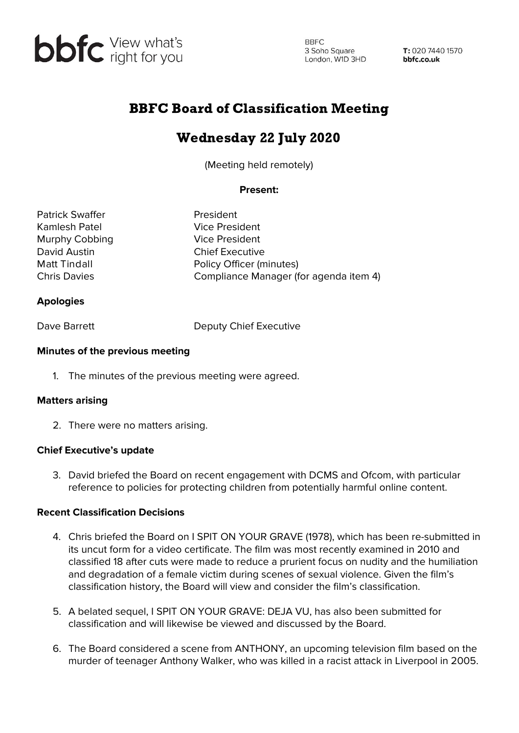bbfc View what's right for you

BBFC
3 Soho Square
London, W1D 3HD

T: 020 7440 1570
bbfc.co.uk

# BBFC Board of Classification Meeting

## Wednesday 22 July 2020

(Meeting held remotely)

**Present:**

| | |
|---|---|
| Patrick Swaffer | President |
| Kamlesh Patel | Vice President |
| Murphy Cobbing | Vice President |
| David Austin | Chief Executive |
| Matt Tindall | Policy Officer (minutes) |
| Chris Davies | Compliance Manager (for agenda item 4) |

**Apologies**

| | |
|---|---|
| Dave Barrett | Deputy Chief Executive |

**Minutes of the previous meeting**

1. The minutes of the previous meeting were agreed.

**Matters arising**

2. There were no matters arising.

**Chief Executive's update**

3. David briefed the Board on recent engagement with DCMS and Ofcom, with particular reference to policies for protecting children from potentially harmful online content.

**Recent Classification Decisions**

4. Chris briefed the Board on I SPIT ON YOUR GRAVE (1978), which has been re-submitted in its uncut form for a video certificate. The film was most recently examined in 2010 and classified 18 after cuts were made to reduce a prurient focus on nudity and the humiliation and degradation of a female victim during scenes of sexual violence. Given the film's classification history, the Board will view and consider the film's classification.

5. A belated sequel, I SPIT ON YOUR GRAVE: DEJA VU, has also been submitted for classification and will likewise be viewed and discussed by the Board.

6. The Board considered a scene from ANTHONY, an upcoming television film based on the murder of teenager Anthony Walker, who was killed in a racist attack in Liverpool in 2005.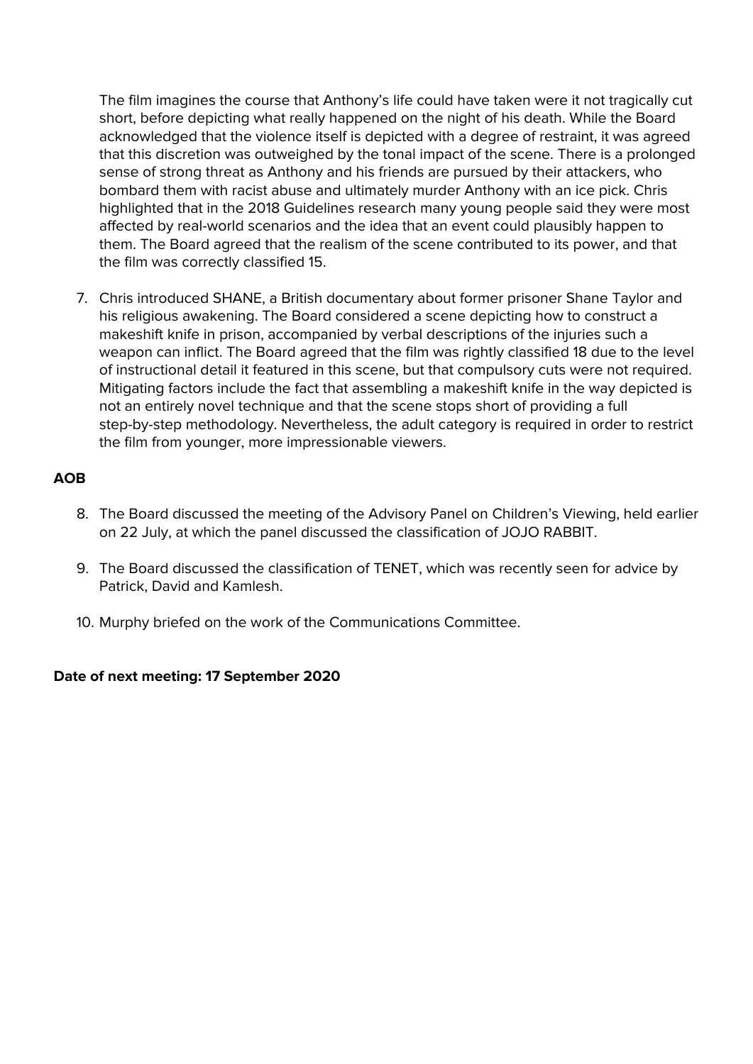The film imagines the course that Anthony's life could have taken were it not tragically cut short, before depicting what really happened on the night of his death. While the Board acknowledged that the violence itself is depicted with a degree of restraint, it was agreed that this discretion was outweighed by the tonal impact of the scene. There is a prolonged sense of strong threat as Anthony and his friends are pursued by their attackers, who bombard them with racist abuse and ultimately murder Anthony with an ice pick. Chris highlighted that in the 2018 Guidelines research many young people said they were most affected by real-world scenarios and the idea that an event could plausibly happen to them. The Board agreed that the realism of the scene contributed to its power, and that the film was correctly classified 15.

7. Chris introduced SHANE, a British documentary about former prisoner Shane Taylor and his religious awakening. The Board considered a scene depicting how to construct a makeshift knife in prison, accompanied by verbal descriptions of the injuries such a weapon can inflict. The Board agreed that the film was rightly classified 18 due to the level of instructional detail it featured in this scene, but that compulsory cuts were not required. Mitigating factors include the fact that assembling a makeshift knife in the way depicted is not an entirely novel technique and that the scene stops short of providing a full step-by-step methodology. Nevertheless, the adult category is required in order to restrict the film from younger, more impressionable viewers.

**AOB**

8. The Board discussed the meeting of the Advisory Panel on Children's Viewing, held earlier on 22 July, at which the panel discussed the classification of JOJO RABBIT.

9. The Board discussed the classification of TENET, which was recently seen for advice by Patrick, David and Kamlesh.

10. Murphy briefed on the work of the Communications Committee.

**Date of next meeting: 17 September 2020**